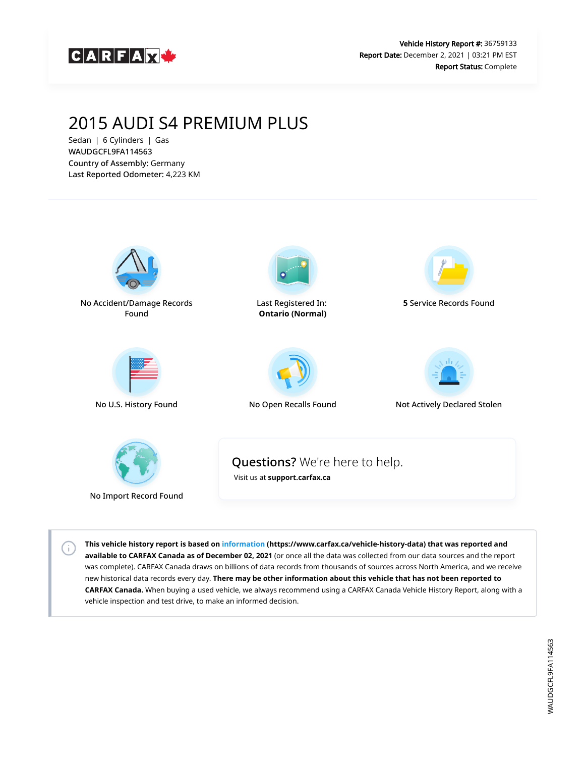CARFAX

**Vehicle History Report #:** 36759133
**Report Date:** December 2, 2021 | 03:21 PM EST
**Report Status:** Complete

# 2015 AUDI S4 PREMIUM PLUS

Sedan | 6 Cylinders | Gas
WAUDGCFL9FA114563
Country of Assembly: Germany
Last Reported Odometer: 4,223 KM

No Accident/Damage Records Found

Last Registered In: **Ontario (Normal)**

**5** Service Records Found

No U.S. History Found

No Open Recalls Found

Not Actively Declared Stolen

No Import Record Found

**Questions?** We're here to help.
Visit us at **support.carfax.ca**

**This vehicle history report is based on information (https://www.carfax.ca/vehicle-history-data) that was reported and available to CARFAX Canada as of December 02, 2021** (or once all the data was collected from our data sources and the report was complete). CARFAX Canada draws on billions of data records from thousands of sources across North America, and we receive new historical data records every day. **There may be other information about this vehicle that has not been reported to CARFAX Canada.** When buying a used vehicle, we always recommend using a CARFAX Canada Vehicle History Report, along with a vehicle inspection and test drive, to make an informed decision.

WAUDGCFL9FA114563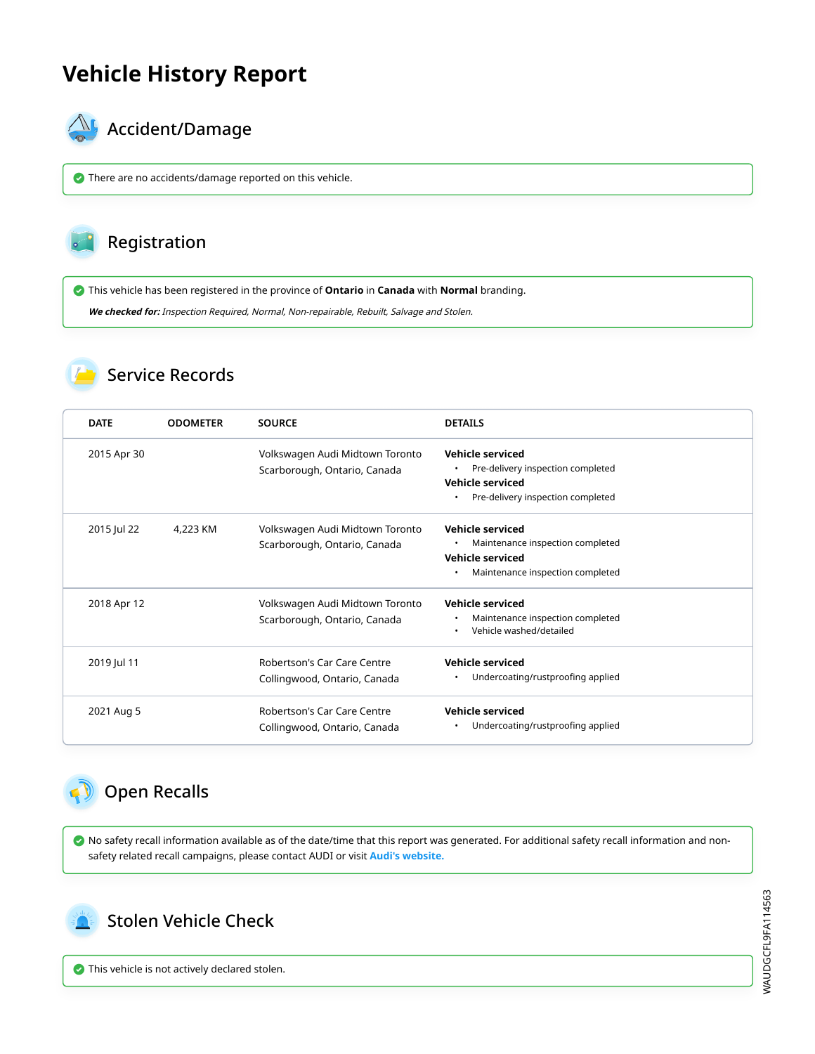# Vehicle History Report

## Accident/Damage

There are no accidents/damage reported on this vehicle.

## Registration

This vehicle has been registered in the province of **Ontario** in **Canada** with **Normal** branding.

***We checked for:*** *Inspection Required, Normal, Non-repairable, Rebuilt, Salvage and Stolen.*

## Service Records

| DATE | ODOMETER | SOURCE | DETAILS |
|---|---|---|---|
| 2015 Apr 30 | | Volkswagen Audi Midtown Toronto<br>Scarborough, Ontario, Canada | **Vehicle serviced**<br>• Pre-delivery inspection completed<br>**Vehicle serviced**<br>• Pre-delivery inspection completed |
| 2015 Jul 22 | 4,223 KM | Volkswagen Audi Midtown Toronto<br>Scarborough, Ontario, Canada | **Vehicle serviced**<br>• Maintenance inspection completed<br>**Vehicle serviced**<br>• Maintenance inspection completed |
| 2018 Apr 12 | | Volkswagen Audi Midtown Toronto<br>Scarborough, Ontario, Canada | **Vehicle serviced**<br>• Maintenance inspection completed<br>• Vehicle washed/detailed |
| 2019 Jul 11 | | Robertson's Car Care Centre<br>Collingwood, Ontario, Canada | **Vehicle serviced**<br>• Undercoating/rustproofing applied |
| 2021 Aug 5 | | Robertson's Car Care Centre<br>Collingwood, Ontario, Canada | **Vehicle serviced**<br>• Undercoating/rustproofing applied |

## Open Recalls

No safety recall information available as of the date/time that this report was generated. For additional safety recall information and non-safety related recall campaigns, please contact AUDI or visit **Audi's website.**

## Stolen Vehicle Check

This vehicle is not actively declared stolen.

WAUDGCFL9FA114563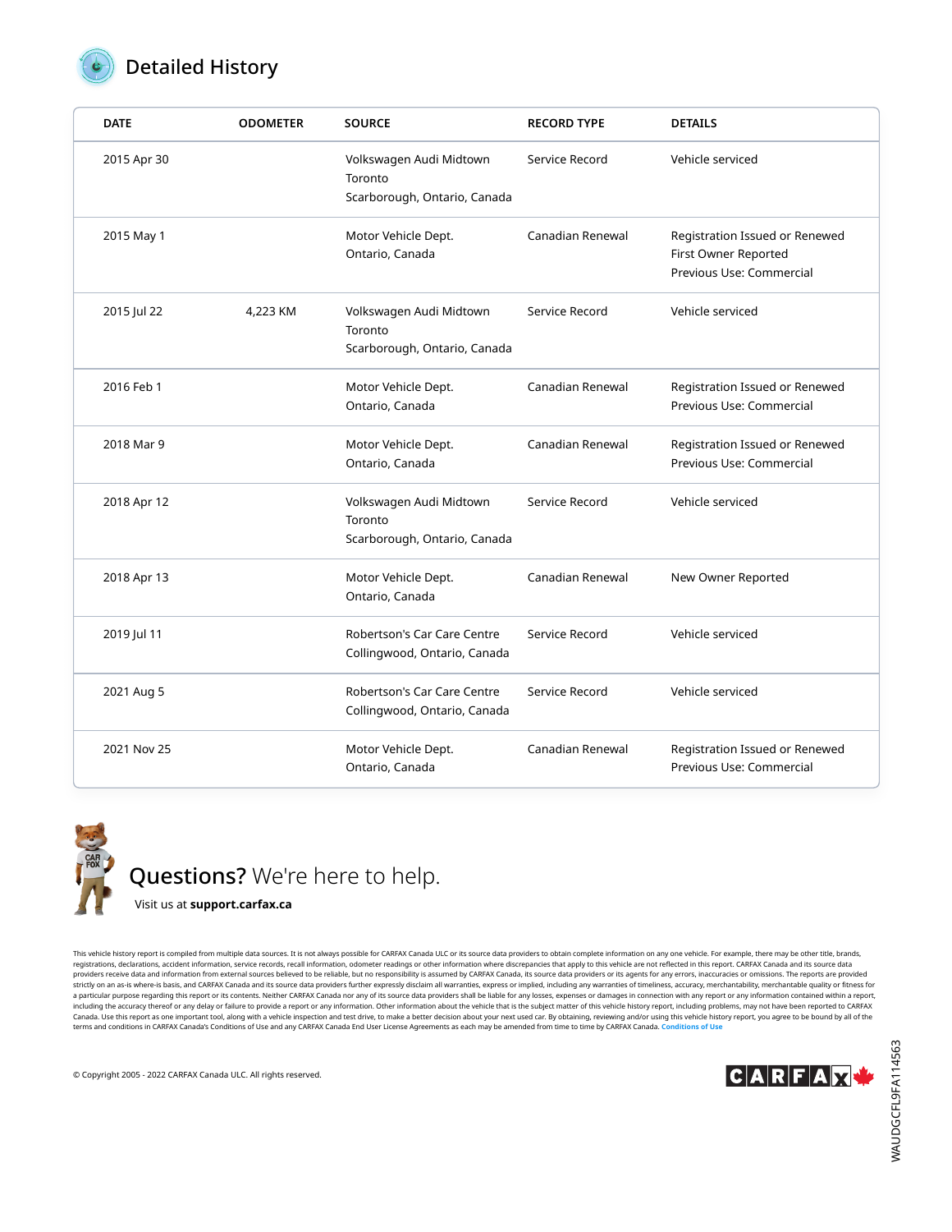# Detailed History

| DATE | ODOMETER | SOURCE | RECORD TYPE | DETAILS |
|---|---|---|---|---|
| 2015 Apr 30 | | Volkswagen Audi Midtown Toronto Scarborough, Ontario, Canada | Service Record | Vehicle serviced |
| 2015 May 1 | | Motor Vehicle Dept. Ontario, Canada | Canadian Renewal | Registration Issued or Renewed First Owner Reported Previous Use: Commercial |
| 2015 Jul 22 | 4,223 KM | Volkswagen Audi Midtown Toronto Scarborough, Ontario, Canada | Service Record | Vehicle serviced |
| 2016 Feb 1 | | Motor Vehicle Dept. Ontario, Canada | Canadian Renewal | Registration Issued or Renewed Previous Use: Commercial |
| 2018 Mar 9 | | Motor Vehicle Dept. Ontario, Canada | Canadian Renewal | Registration Issued or Renewed Previous Use: Commercial |
| 2018 Apr 12 | | Volkswagen Audi Midtown Toronto Scarborough, Ontario, Canada | Service Record | Vehicle serviced |
| 2018 Apr 13 | | Motor Vehicle Dept. Ontario, Canada | Canadian Renewal | New Owner Reported |
| 2019 Jul 11 | | Robertson's Car Care Centre Collingwood, Ontario, Canada | Service Record | Vehicle serviced |
| 2021 Aug 5 | | Robertson's Car Care Centre Collingwood, Ontario, Canada | Service Record | Vehicle serviced |
| 2021 Nov 25 | | Motor Vehicle Dept. Ontario, Canada | Canadian Renewal | Registration Issued or Renewed Previous Use: Commercial |

**Questions?** We're here to help.

Visit us at **support.carfax.ca**

This vehicle history report is compiled from multiple data sources. It is not always possible for CARFAX Canada ULC or its source data providers to obtain complete information on any one vehicle. For example, there may be other title, brands, registrations, declarations, accident information, service records, recall information, odometer readings or other information where discrepancies that apply to this vehicle are not reflected in this report. CARFAX Canada and its source data providers receive data and information from external sources believed to be reliable, but no responsibility is assumed by CARFAX Canada, its source data providers or its agents for any errors, inaccuracies or omissions. The reports are provided strictly on an as-is where-is basis, and CARFAX Canada and its source data providers further expressly disclaim all warranties, express or implied, including any warranties of timeliness, accuracy, merchantability, merchantable quality or fitness for a particular purpose regarding this report or its contents. Neither CARFAX Canada nor any of its source data providers shall be liable for any losses, expenses or damages in connection with any report or any information contained within a report, including the accuracy thereof or any delay or failure to provide a report or any information. Other information about the vehicle that is the subject matter of this vehicle history report, including problems, may not have been reported to CARFAX Canada. Use this report as one important tool, along with a vehicle inspection and test drive, to make a better decision about your next used car. By obtaining, reviewing and/or using this vehicle history report, you agree to be bound by all of the terms and conditions in CARFAX Canada's Conditions of Use and any CARFAX Canada End User License Agreements as each may be amended from time to time by CARFAX Canada. Conditions of Use

© Copyright 2005 - 2022 CARFAX Canada ULC. All rights reserved.

WAUDGCFL9FA114563